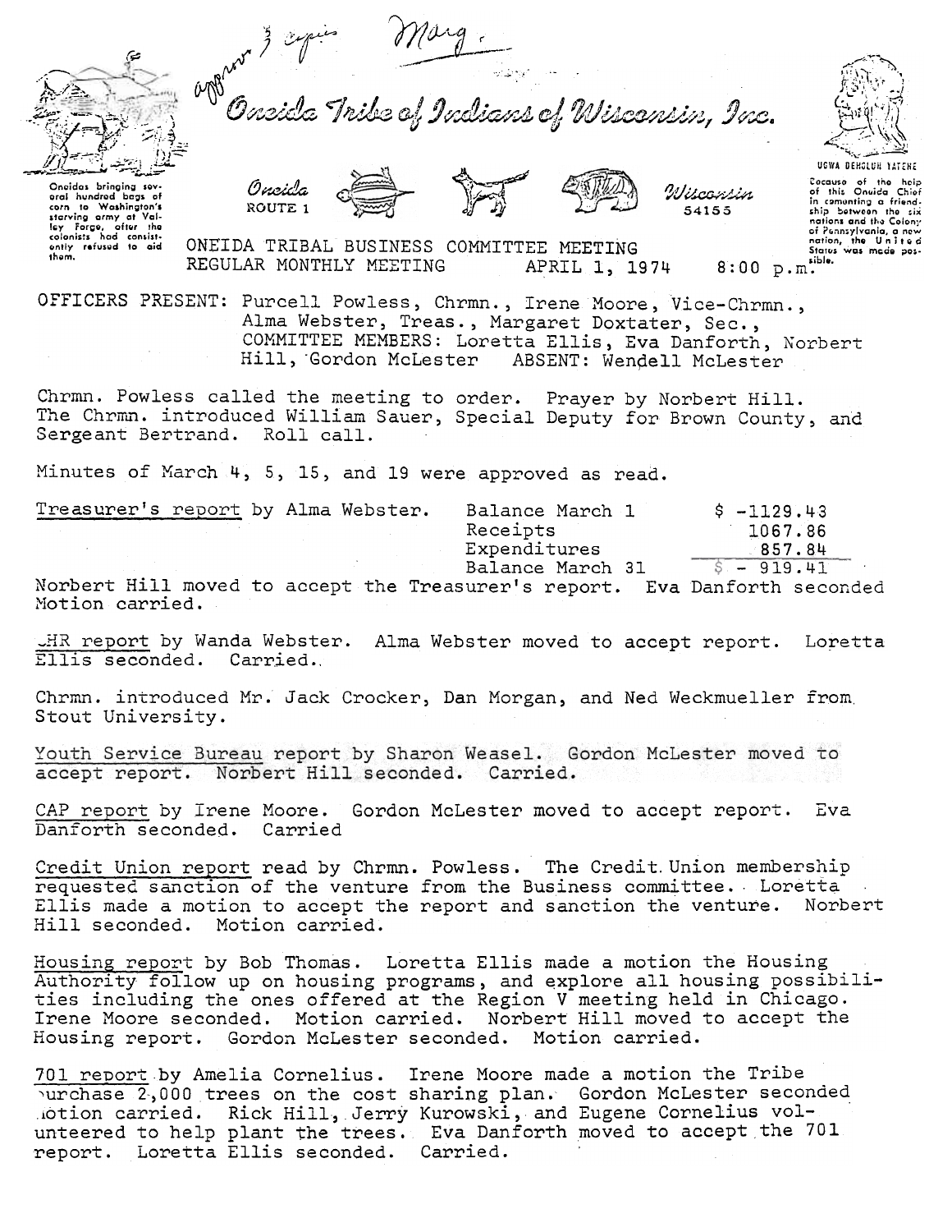approv 3 copies Marg.

# Oneida Tribe of Indians of Wisconsin, Inc.

Oneidas bringing several hundred bags of corn to Washington's starving army at Valley Forge, after the colonists had consistently refused to aid them.

Oneida ROUTE 1 — Wisconsin 54155

UGWA DEHOLUH YATEHE

Because of the help of this Oneida Chief in cementing a friendship between the six nations and the Colony of Pennsylvania, a new nation, the United States was made possible.

ONEIDA TRIBAL BUSINESS COMMITTEE MEETING
REGULAR MONTHLY MEETING APRIL 1, 1974 8:00 p.m.

OFFICERS PRESENT: Purcell Powless, Chrmn., Irene Moore, Vice-Chrmn., Alma Webster, Treas., Margaret Doxtater, Sec., COMMITTEE MEMBERS: Loretta Ellis, Eva Danforth, Norbert Hill, Gordon McLester ABSENT: Wendell McLester

Chrmn. Powless called the meeting to order. Prayer by Norbert Hill. The Chrmn. introduced William Sauer, Special Deputy for Brown County, and Sergeant Bertrand. Roll call.

Minutes of March 4, 5, 15, and 19 were approved as read.

Treasurer's report by Alma Webster.

| | |
|---|---|
| Balance March 1 | $ -1129.43 |
| Receipts | 1067.86 |
| Expenditures | 857.84 |
| Balance March 31 | $ - 919.41 |

Norbert Hill moved to accept the Treasurer's report. Eva Danforth seconded Motion carried.

JHR report by Wanda Webster. Alma Webster moved to accept report. Loretta Ellis seconded. Carried.

Chrmn. introduced Mr. Jack Crocker, Dan Morgan, and Ned Weckmueller from Stout University.

Youth Service Bureau report by Sharon Weasel. Gordon McLester moved to accept report. Norbert Hill seconded. Carried.

CAP report by Irene Moore. Gordon McLester moved to accept report. Eva Danforth seconded. Carried

Credit Union report read by Chrmn. Powless. The Credit Union membership requested sanction of the venture from the Business committee. Loretta Ellis made a motion to accept the report and sanction the venture. Norbert Hill seconded. Motion carried.

Housing report by Bob Thomas. Loretta Ellis made a motion the Housing Authority follow up on housing programs, and explore all housing possibilities including the ones offered at the Region V meeting held in Chicago. Irene Moore seconded. Motion carried. Norbert Hill moved to accept the Housing report. Gordon McLester seconded. Motion carried.

701 report by Amelia Cornelius. Irene Moore made a motion the Tribe purchase 2,000 trees on the cost sharing plan. Gordon McLester seconded Motion carried. Rick Hill, Jerry Kurowski, and Eugene Cornelius volunteered to help plant the trees. Eva Danforth moved to accept the 701 report. Loretta Ellis seconded. Carried.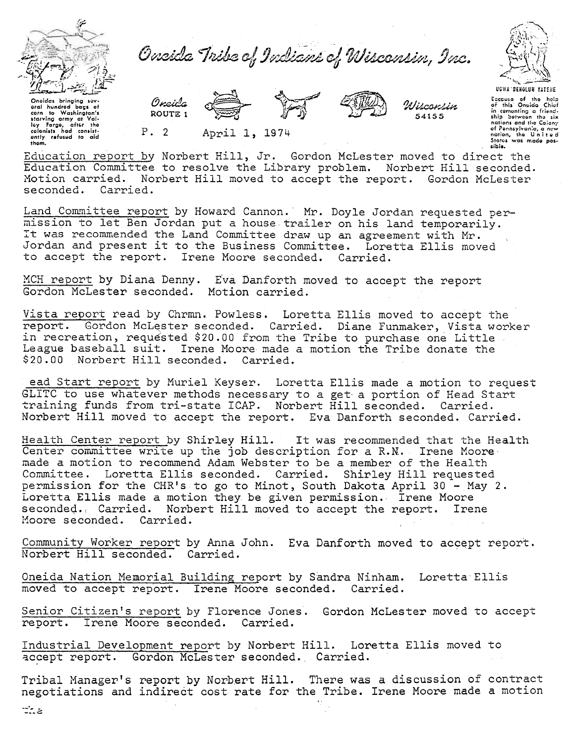Education report by Norbert Hill, Jr. Gordon McLester moved to direct the Education Committee to resolve the Library problem. Norbert Hill seconded. Motion carried. Norbert Hill moved to accept the report. Gordon McLester seconded. Carried.

Land Committee report by Howard Cannon. Mr. Doyle Jordan requested permission to let Ben Jordan put a house trailer on his land temporarily. It was recommended the Land Committee draw up an agreement with Mr. Jordan and present it to the Business Committee. Loretta Ellis moved to accept the report. Irene Moore seconded. Carried.

MCH report by Diana Denny. Eva Danforth moved to accept the report Gordon McLester seconded. Motion carried.

Vista report read by Chrmn. Powless. Loretta Ellis moved to accept the report. Gordon McLester seconded. Carried. Diane Funmaker, Vista worker in recreation, requested $20.00 from the Tribe to purchase one Little League baseball suit. Irene Moore made a motion the Tribe donate the $20.00 Norbert Hill seconded. Carried.

ead Start report by Muriel Keyser. Loretta Ellis made a motion to request GLITC to use whatever methods necessary to a get a portion of Head Start training funds from tri-state ICAP. Norbert Hill seconded. Carried. Norbert Hill moved to accept the report. Eva Danforth seconded. Carried.

Health Center report by Shirley Hill. It was recommended that the Health Center committee write up the job description for a R.N. Irene Moore made a motion to recommend Adam Webster to be a member of the Health Committee. Loretta Ellis seconded. Carried. Shirley Hill requested permission for the CHR's to go to Minot, South Dakota April 30 - May 2. Loretta Ellis made a motion they be given permission. Irene Moore seconded. Carried. Norbert Hill moved to accept the report. Irene Moore seconded. Carried.

Community Worker report by Anna John. Eva Danforth moved to accept report. Norbert Hill seconded. Carried.

Oneida Nation Memorial Building report by Sandra Ninham. Loretta Ellis moved to accept report. Irene Moore seconded. Carried.

Senior Citizen's report by Florence Jones. Gordon McLester moved to accept report. Irene Moore seconded. Carried.

Industrial Development report by Norbert Hill. Loretta Ellis moved to accept report. Gordon McLester seconded. Carried.

Tribal Manager's report by Norbert Hill. There was a discussion of contract negotiations and indirect cost rate for the Tribe. Irene Moore made a motion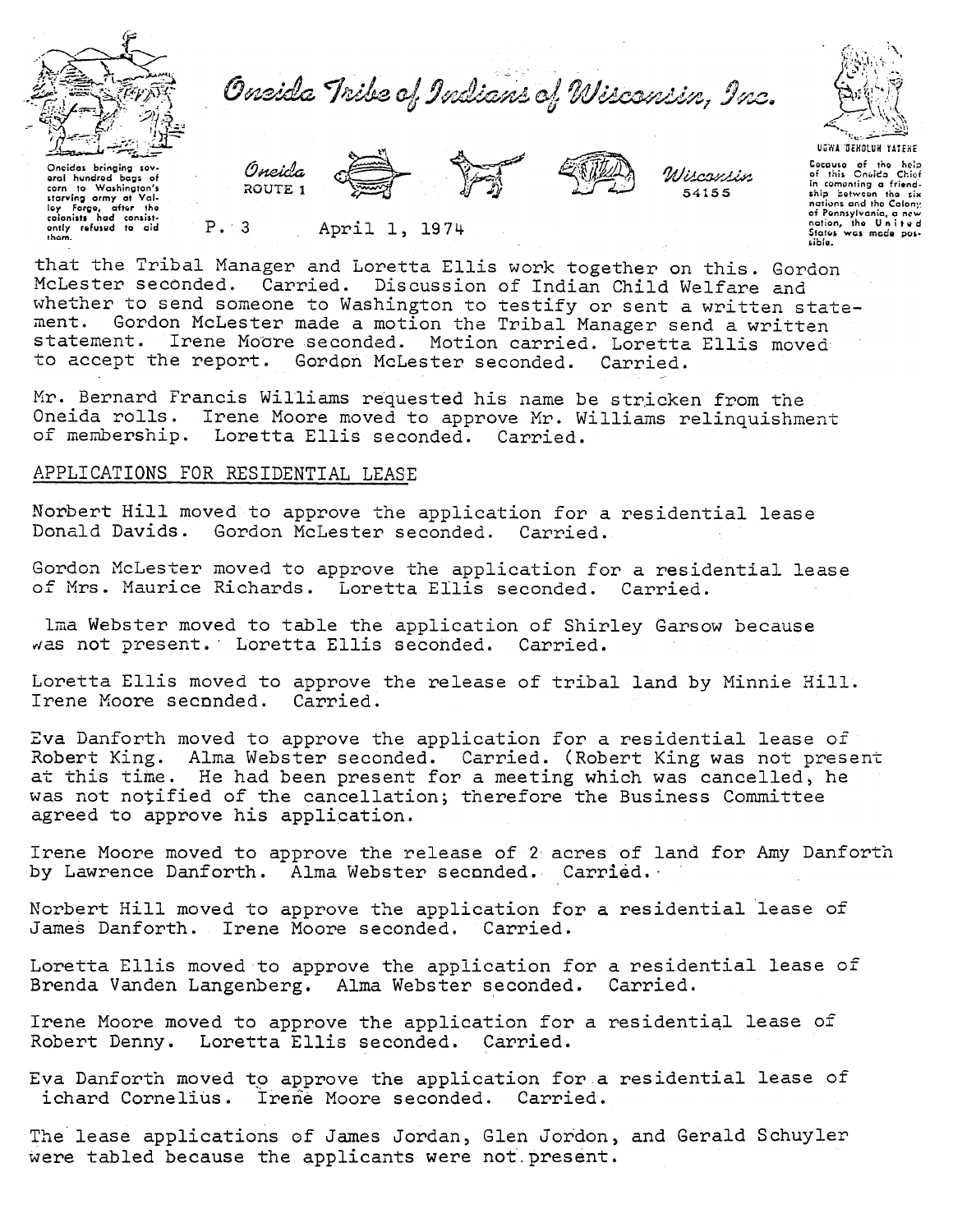that the Tribal Manager and Loretta Ellis work together on this. Gordon McLester seconded. Carried. Discussion of Indian Child Welfare and whether to send someone to Washington to testify or sent a written statement. Gordon McLester made a motion the Tribal Manager send a written statement. Irene Moore seconded. Motion carried. Loretta Ellis moved to accept the report. Gordon McLester seconded. Carried.

Mr. Bernard Francis Williams requested his name be stricken from the Oneida rolls. Irene Moore moved to approve Mr. Williams relinquishment of membership. Loretta Ellis seconded. Carried.

## APPLICATIONS FOR RESIDENTIAL LEASE

Norbert Hill moved to approve the application for a residential lease Donald Davids. Gordon McLester seconded. Carried.

Gordon McLester moved to approve the application for a residential lease of Mrs. Maurice Richards. Loretta Ellis seconded. Carried.

lma Webster moved to table the application of Shirley Garsow because was not present. Loretta Ellis seconded. Carried.

Loretta Ellis moved to approve the release of tribal land by Minnie Hill. Irene Moore seconded. Carried.

Eva Danforth moved to approve the application for a residential lease of Robert King. Alma Webster seconded. Carried. (Robert King was not present at this time. He had been present for a meeting which was cancelled, he was not notified of the cancellation; therefore the Business Committee agreed to approve his application.

Irene Moore moved to approve the release of 2 acres of land for Amy Danforth by Lawrence Danforth. Alma Webster seconded. Carried.

Norbert Hill moved to approve the application for a residential lease of James Danforth. Irene Moore seconded. Carried.

Loretta Ellis moved to approve the application for a residential lease of Brenda Vanden Langenberg. Alma Webster seconded. Carried.

Irene Moore moved to approve the application for a residential lease of Robert Denny. Loretta Ellis seconded. Carried.

Eva Danforth moved to approve the application for a residential lease of ichard Cornelius. Irene Moore seconded. Carried.

The lease applications of James Jordan, Glen Jordon, and Gerald Schuyler were tabled because the applicants were not present.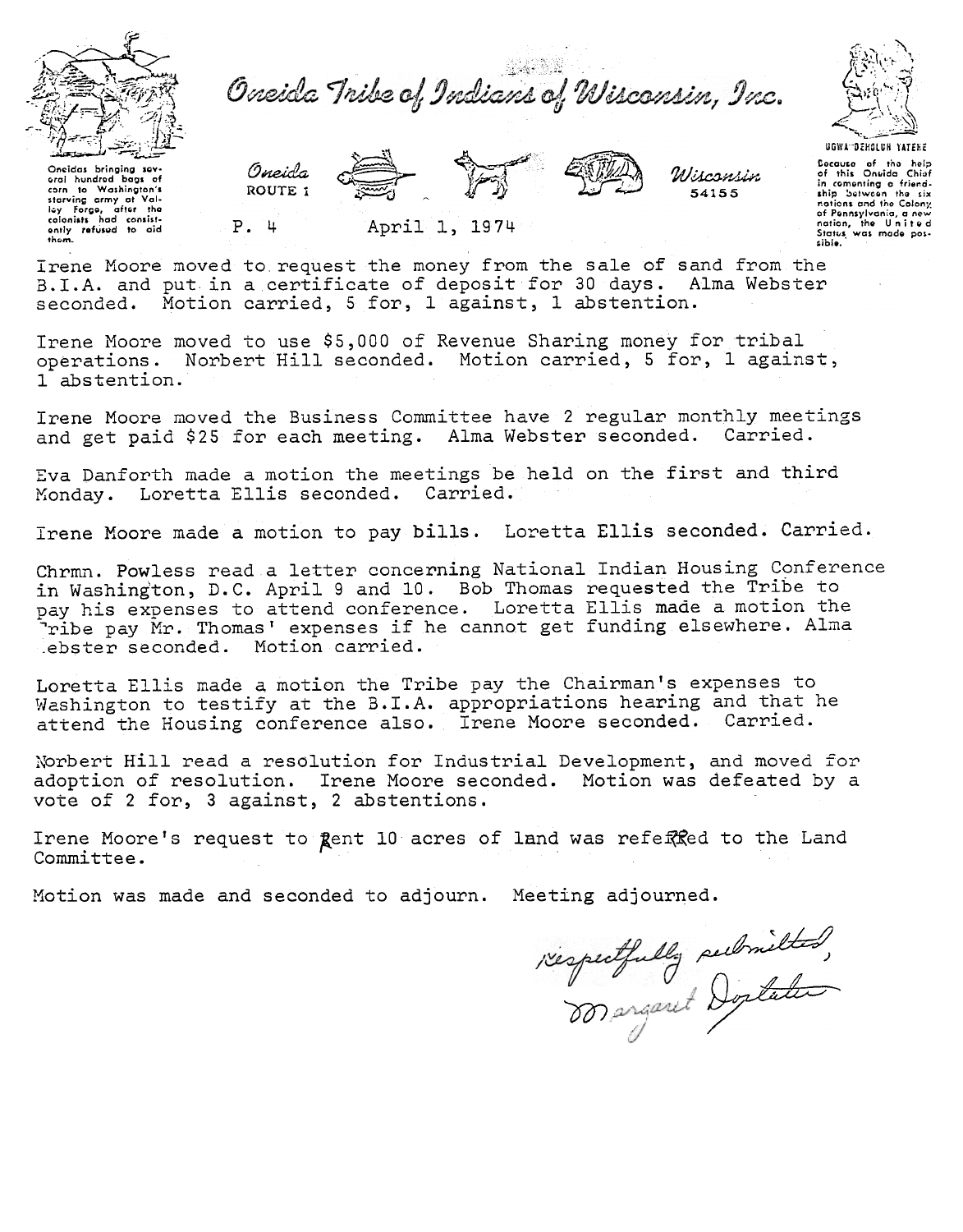Irene Moore moved to request the money from the sale of sand from the B.I.A. and put in a certificate of deposit for 30 days. Alma Webster seconded. Motion carried, 5 for, 1 against, 1 abstention.

Irene Moore moved to use $5,000 of Revenue Sharing money for tribal operations. Norbert Hill seconded. Motion carried, 5 for, 1 against, 1 abstention.

Irene Moore moved the Business Committee have 2 regular monthly meetings and get paid $25 for each meeting. Alma Webster seconded. Carried.

Eva Danforth made a motion the meetings be held on the first and third Monday. Loretta Ellis seconded. Carried.

Irene Moore made a motion to pay bills. Loretta Ellis seconded. Carried.

Chrmn. Powless read a letter concerning National Indian Housing Conference in Washington, D.C. April 9 and 10. Bob Thomas requested the Tribe to pay his expenses to attend conference. Loretta Ellis made a motion the Tribe pay Mr. Thomas' expenses if he cannot get funding elsewhere. Alma Webster seconded. Motion carried.

Loretta Ellis made a motion the Tribe pay the Chairman's expenses to Washington to testify at the B.I.A. appropriations hearing and that he attend the Housing conference also. Irene Moore seconded. Carried.

Norbert Hill read a resolution for Industrial Development, and moved for adoption of resolution. Irene Moore seconded. Motion was defeated by a vote of 2 for, 3 against, 2 abstentions.

Irene Moore's request to rent 10 acres of land was referred to the Land Committee.

Motion was made and seconded to adjourn. Meeting adjourned.

Respectfully submitted,
Margaret Doxtater